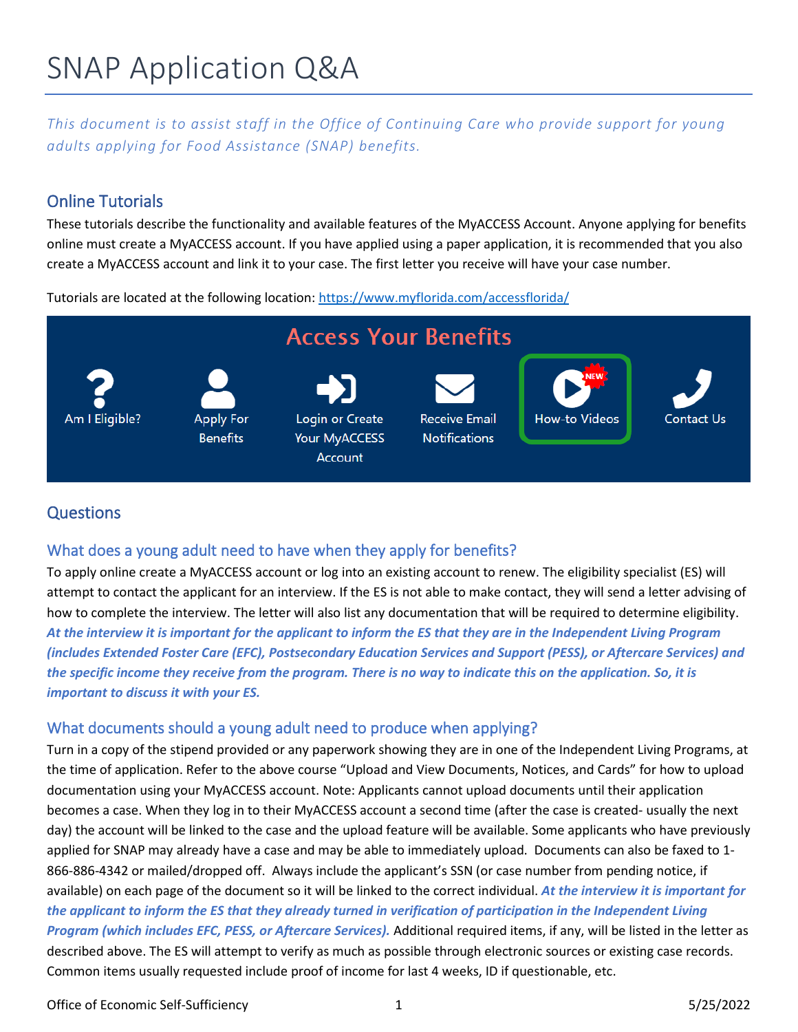# SNAP Application Q&A

*This document is to assist staff in the Office of Continuing Care who provide support for young adults applying for Food Assistance (SNAP) benefits.*

## Online Tutorials

These tutorials describe the functionality and available features of the MyACCESS Account. Anyone applying for benefits online must create a MyACCESS account. If you have applied using a paper application, it is recommended that you also create a MyACCESS account and link it to your case. The first letter you receive will have your case number.

Tutorials are located at the following location: [https://www.myflorida.com/accessflorida/](https://www.myflorida.com/accessflorida/)

Access Your Benefits

Am I Eligible? | Apply For Benefits | Login or Create Your MyACCESS Account | Receive Email Notifications | How-to Videos (NEW) | Contact Us

## Questions

### What does a young adult need to have when they apply for benefits?

To apply online create a MyACCESS account or log into an existing account to renew. The eligibility specialist (ES) will attempt to contact the applicant for an interview. If the ES is not able to make contact, they will send a letter advising of how to complete the interview. The letter will also list any documentation that will be required to determine eligibility. ***At the interview it is important for the applicant to inform the ES that they are in the Independent Living Program (includes Extended Foster Care (EFC), Postsecondary Education Services and Support (PESS), or Aftercare Services) and the specific income they receive from the program. There is no way to indicate this on the application. So, it is important to discuss it with your ES.***

### What documents should a young adult need to produce when applying?

Turn in a copy of the stipend provided or any paperwork showing they are in one of the Independent Living Programs, at the time of application. Refer to the above course "Upload and View Documents, Notices, and Cards" for how to upload documentation using your MyACCESS account. Note: Applicants cannot upload documents until their application becomes a case. When they log in to their MyACCESS account a second time (after the case is created- usually the next day) the account will be linked to the case and the upload feature will be available. Some applicants who have previously applied for SNAP may already have a case and may be able to immediately upload. Documents can also be faxed to 1-866-886-4342 or mailed/dropped off. Always include the applicant's SSN (or case number from pending notice, if available) on each page of the document so it will be linked to the correct individual. ***At the interview it is important for the applicant to inform the ES that they already turned in verification of participation in the Independent Living Program (which includes EFC, PESS, or Aftercare Services).*** Additional required items, if any, will be listed in the letter as described above. The ES will attempt to verify as much as possible through electronic sources or existing case records. Common items usually requested include proof of income for last 4 weeks, ID if questionable, etc.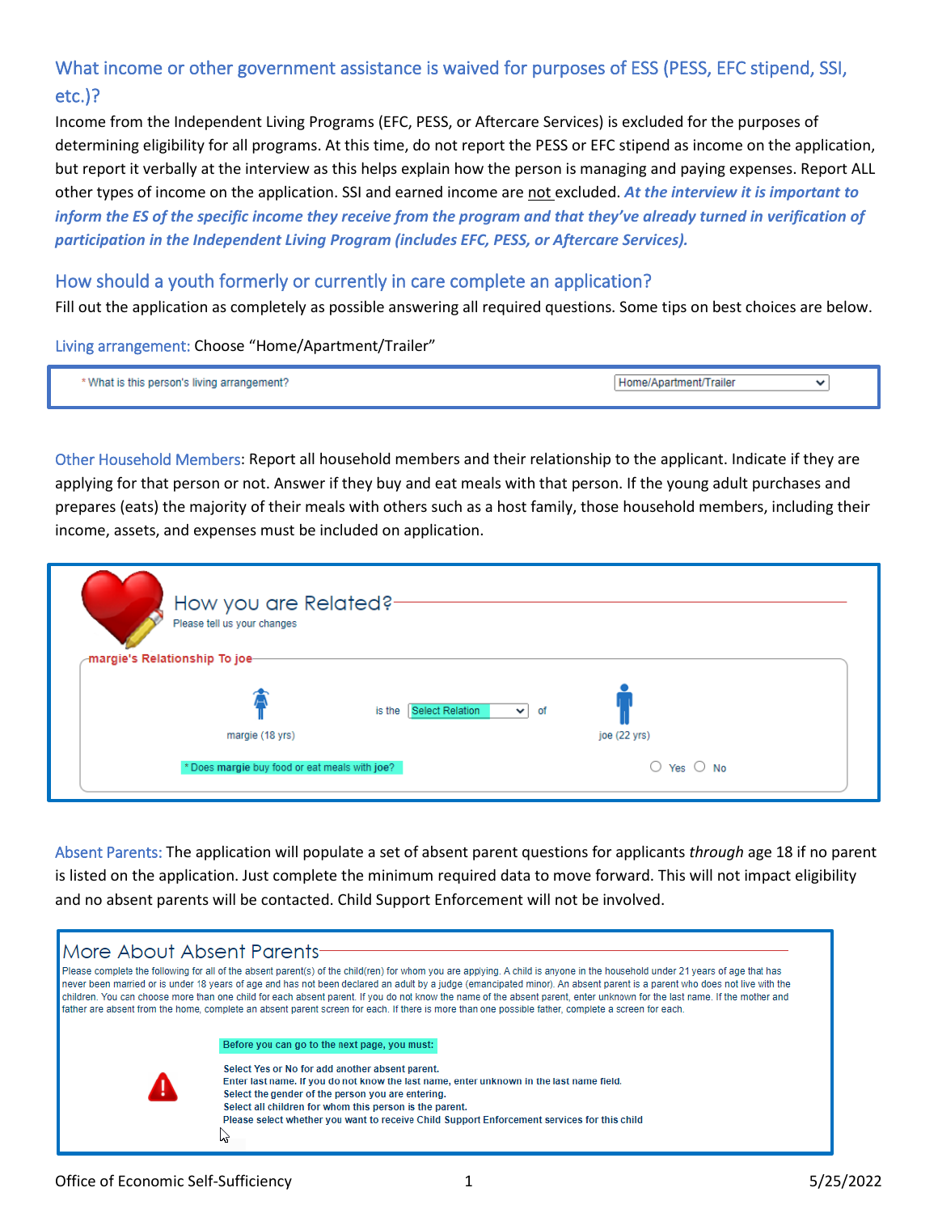## What income or other government assistance is waived for purposes of ESS (PESS, EFC stipend, SSI, etc.)?

Income from the Independent Living Programs (EFC, PESS, or Aftercare Services) is excluded for the purposes of determining eligibility for all programs. At this time, do not report the PESS or EFC stipend as income on the application, but report it verbally at the interview as this helps explain how the person is managing and paying expenses. Report ALL other types of income on the application. SSI and earned income are not excluded. ***At the interview it is important to inform the ES of the specific income they receive from the program and that they've already turned in verification of participation in the Independent Living Program (includes EFC, PESS, or Aftercare Services).***

## How should a youth formerly or currently in care complete an application?

Fill out the application as completely as possible answering all required questions. Some tips on best choices are below.

Living arrangement: Choose "Home/Apartment/Trailer"

\* What is this person's living arrangement? Home/Apartment/Trailer

Other Household Members: Report all household members and their relationship to the applicant. Indicate if they are applying for that person or not. Answer if they buy and eat meals with that person. If the young adult purchases and prepares (eats) the majority of their meals with others such as a host family, those household members, including their income, assets, and expenses must be included on application.

How you are Related?

Please tell us your changes

margie's Relationship To joe

margie (18 yrs) is the Select Relation of joe (22 yrs)

\* Does **margie** buy food or eat meals with **joe**? Yes No

Absent Parents: The application will populate a set of absent parent questions for applicants *through* age 18 if no parent is listed on the application. Just complete the minimum required data to move forward. This will not impact eligibility and no absent parents will be contacted. Child Support Enforcement will not be involved.

More About Absent Parents

Please complete the following for all of the absent parent(s) of the child(ren) for whom you are applying. A child is anyone in the household under 21 years of age that has never been married or is under 18 years of age and has not been declared an adult by a judge (emancipated minor). An absent parent is a parent who does not live with the children. You can choose more than one child for each absent parent. If you do not know the name of the absent parent, enter unknown for the last name. If the mother and father are absent from the home, complete an absent parent screen for each. If there is more than one possible father, complete a screen for each.

**Before you can go to the next page, you must:**

**Select Yes or No for add another absent parent.**
**Enter last name. If you do not know the last name, enter unknown in the last name field.**
**Select the gender of the person you are entering.**
**Select all children for whom this person is the parent.**
**Please select whether you want to receive Child Support Enforcement services for this child**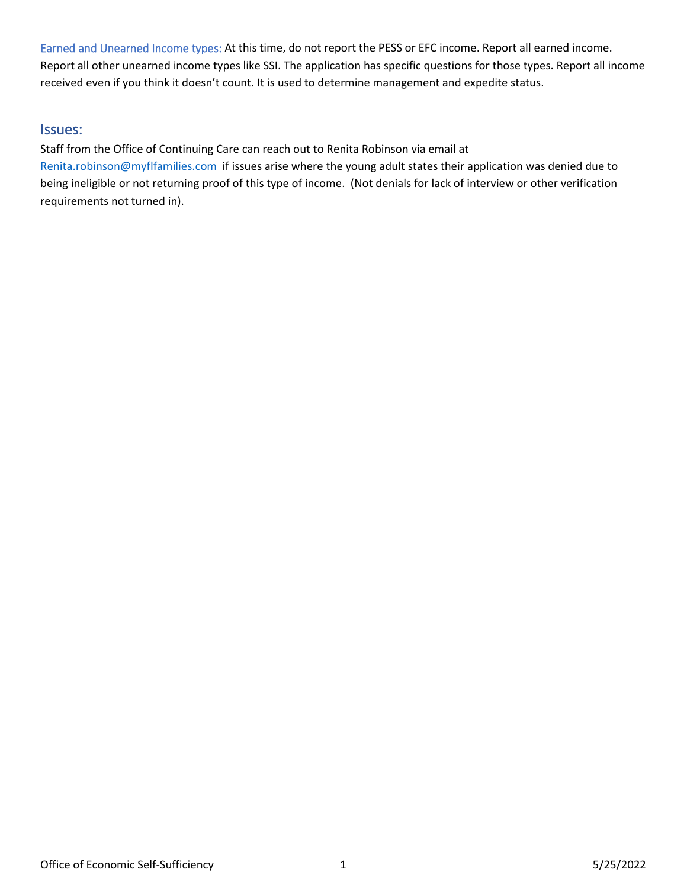Earned and Unearned Income types: At this time, do not report the PESS or EFC income. Report all earned income. Report all other unearned income types like SSI. The application has specific questions for those types. Report all income received even if you think it doesn't count. It is used to determine management and expedite status.

## Issues:

Staff from the Office of Continuing Care can reach out to Renita Robinson via email at Renita.robinson@myflfamilies.com if issues arise where the young adult states their application was denied due to being ineligible or not returning proof of this type of income. (Not denials for lack of interview or other verification requirements not turned in).